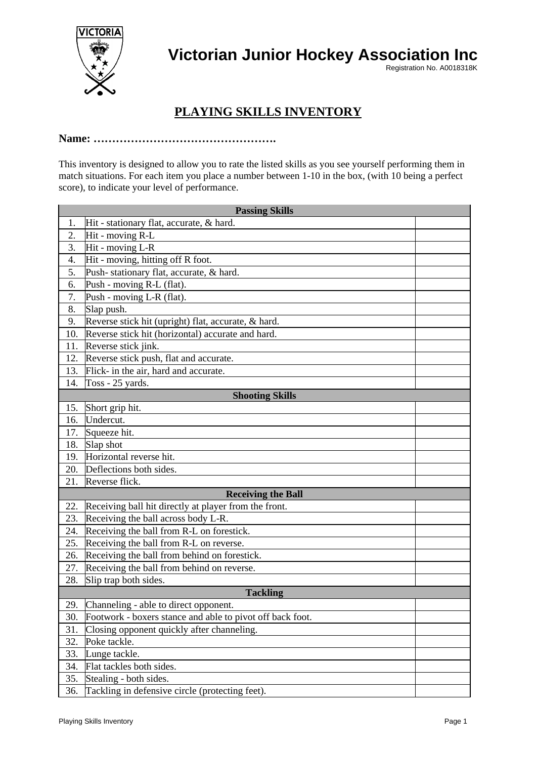# Victorian Junior Hockey Association Inc

Registration No. A0018318K

## PLAYING SKILLS INVENTORY

**Name: ………………………………………….**

This inventory is designed to allow you to rate the listed skills as you see yourself performing them in match situations. For each item you place a number between 1-10 in the box, (with 10 being a perfect score), to indicate your level of performance.

| | **Passing Skills** | |
|---|---|---|
| 1. | Hit - stationary flat, accurate, & hard. | |
| 2. | Hit - moving R-L | |
| 3. | Hit - moving L-R | |
| 4. | Hit - moving, hitting off R foot. | |
| 5. | Push- stationary flat, accurate, & hard. | |
| 6. | Push - moving R-L (flat). | |
| 7. | Push - moving L-R (flat). | |
| 8. | Slap push. | |
| 9. | Reverse stick hit (upright) flat, accurate, & hard. | |
| 10. | Reverse stick hit (horizontal) accurate and hard. | |
| 11. | Reverse stick jink. | |
| 12. | Reverse stick push, flat and accurate. | |
| 13. | Flick- in the air, hard and accurate. | |
| 14. | Toss - 25 yards. | |
| | **Shooting Skills** | |
| 15. | Short grip hit. | |
| 16. | Undercut. | |
| 17. | Squeeze hit. | |
| 18. | Slap shot | |
| 19. | Horizontal reverse hit. | |
| 20. | Deflections both sides. | |
| 21. | Reverse flick. | |
| | **Receiving the Ball** | |
| 22. | Receiving ball hit directly at player from the front. | |
| 23. | Receiving the ball across body L-R. | |
| 24. | Receiving the ball from R-L on forestick. | |
| 25. | Receiving the ball from R-L on reverse. | |
| 26. | Receiving the ball from behind on forestick. | |
| 27. | Receiving the ball from behind on reverse. | |
| 28. | Slip trap both sides. | |
| | **Tackling** | |
| 29. | Channeling - able to direct opponent. | |
| 30. | Footwork - boxers stance and able to pivot off back foot. | |
| 31. | Closing opponent quickly after channeling. | |
| 32. | Poke tackle. | |
| 33. | Lunge tackle. | |
| 34. | Flat tackles both sides. | |
| 35. | Stealing - both sides. | |
| 36. | Tackling in defensive circle (protecting feet). | |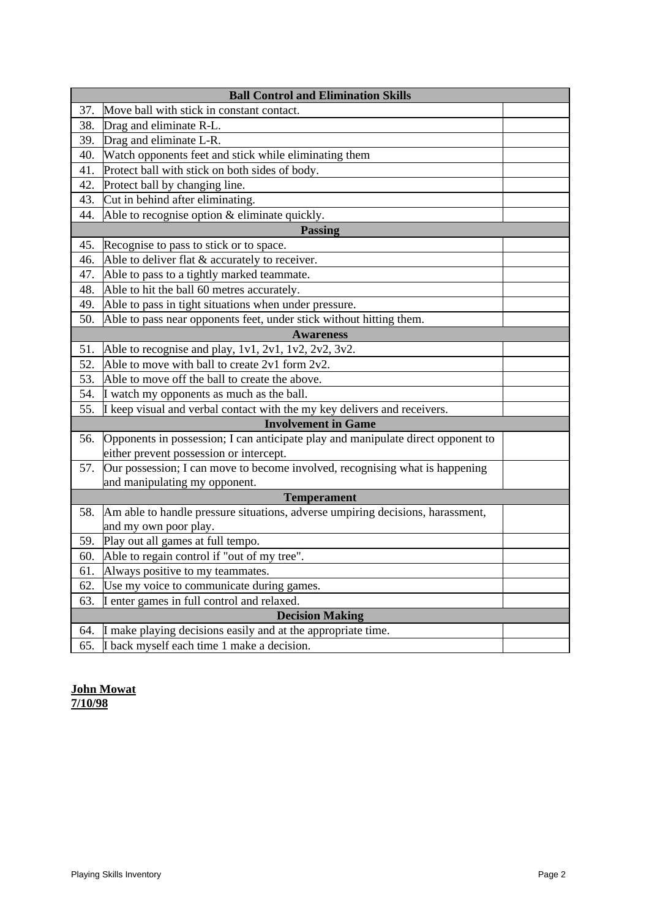| | | |
|---|---|---|
| **Ball Control and Elimination Skills** | | |
| 37. | Move ball with stick in constant contact. | |
| 38. | Drag and eliminate R-L. | |
| 39. | Drag and eliminate L-R. | |
| 40. | Watch opponents feet and stick while eliminating them | |
| 41. | Protect ball with stick on both sides of body. | |
| 42. | Protect ball by changing line. | |
| 43. | Cut in behind after eliminating. | |
| 44. | Able to recognise option & eliminate quickly. | |
| **Passing** | | |
| 45. | Recognise to pass to stick or to space. | |
| 46. | Able to deliver flat & accurately to receiver. | |
| 47. | Able to pass to a tightly marked teammate. | |
| 48. | Able to hit the ball 60 metres accurately. | |
| 49. | Able to pass in tight situations when under pressure. | |
| 50. | Able to pass near opponents feet, under stick without hitting them. | |
| **Awareness** | | |
| 51. | Able to recognise and play, 1v1, 2v1, 1v2, 2v2, 3v2. | |
| 52. | Able to move with ball to create 2v1 form 2v2. | |
| 53. | Able to move off the ball to create the above. | |
| 54. | I watch my opponents as much as the ball. | |
| 55. | I keep visual and verbal contact with the my key delivers and receivers. | |
| **Involvement in Game** | | |
| 56. | Opponents in possession; I can anticipate play and manipulate direct opponent to either prevent possession or intercept. | |
| 57. | Our possession; I can move to become involved, recognising what is happening and manipulating my opponent. | |
| **Temperament** | | |
| 58. | Am able to handle pressure situations, adverse umpiring decisions, harassment, and my own poor play. | |
| 59. | Play out all games at full tempo. | |
| 60. | Able to regain control if "out of my tree". | |
| 61. | Always positive to my teammates. | |
| 62. | Use my voice to communicate during games. | |
| 63. | I enter games in full control and relaxed. | |
| **Decision Making** | | |
| 64. | I make playing decisions easily and at the appropriate time. | |
| 65. | I back myself each time 1 make a decision. | |

**John Mowat**
**7/10/98**